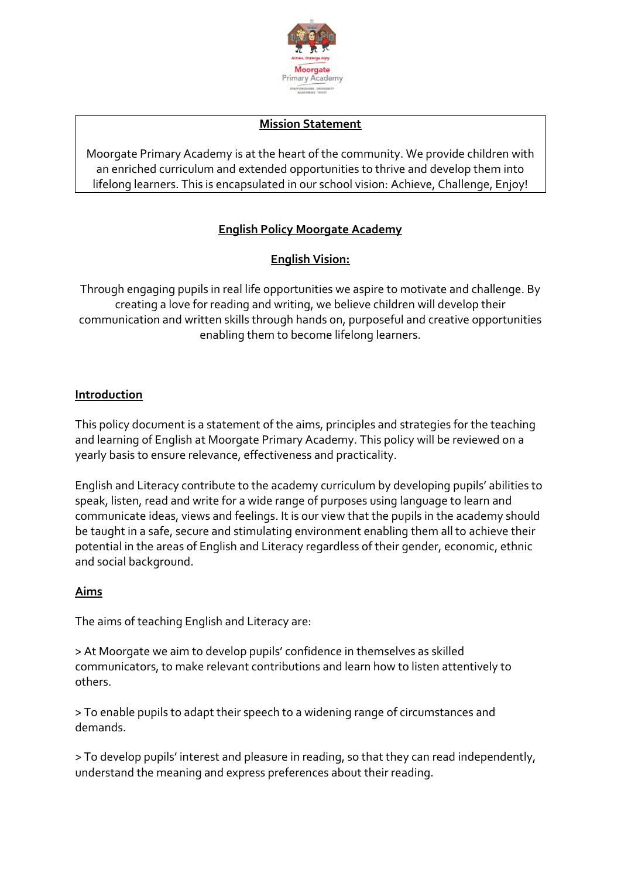## Mission Statement

Moorgate Primary Academy is at the heart of the community. We provide children with an enriched curriculum and extended opportunities to thrive and develop them into lifelong learners. This is encapsulated in our school vision: Achieve, Challenge, Enjoy!

# English Policy Moorgate Academy

## English Vision:

Through engaging pupils in real life opportunities we aspire to motivate and challenge. By creating a love for reading and writing, we believe children will develop their communication and written skills through hands on, purposeful and creative opportunities enabling them to become lifelong learners.

## Introduction

This policy document is a statement of the aims, principles and strategies for the teaching and learning of English at Moorgate Primary Academy. This policy will be reviewed on a yearly basis to ensure relevance, effectiveness and practicality.

English and Literacy contribute to the academy curriculum by developing pupils' abilities to speak, listen, read and write for a wide range of purposes using language to learn and communicate ideas, views and feelings. It is our view that the pupils in the academy should be taught in a safe, secure and stimulating environment enabling them all to achieve their potential in the areas of English and Literacy regardless of their gender, economic, ethnic and social background.

## Aims

The aims of teaching English and Literacy are:

> At Moorgate we aim to develop pupils' confidence in themselves as skilled communicators, to make relevant contributions and learn how to listen attentively to others.

> To enable pupils to adapt their speech to a widening range of circumstances and demands.

> To develop pupils' interest and pleasure in reading, so that they can read independently, understand the meaning and express preferences about their reading.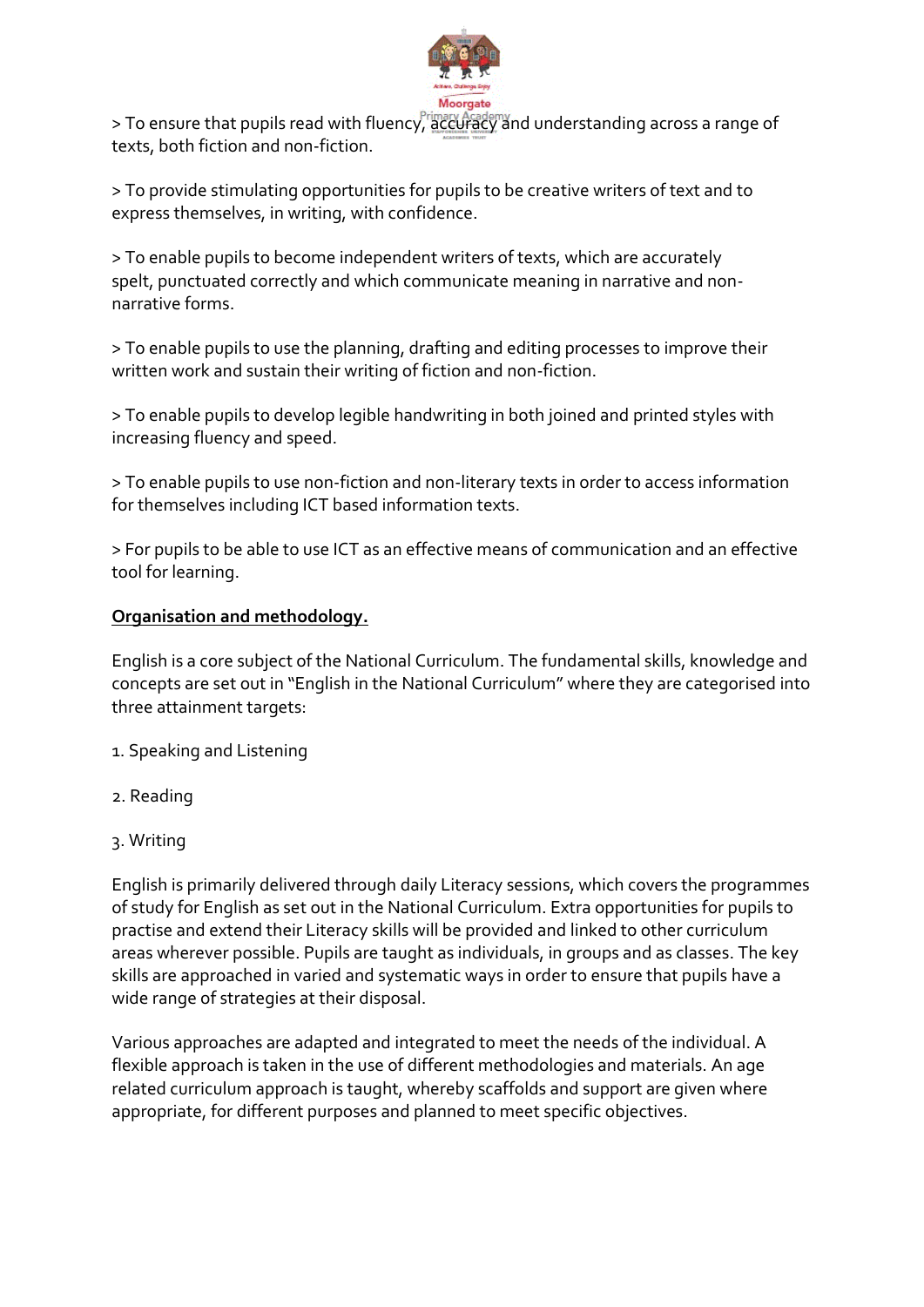> To ensure that pupils read with fluency, accuracy and understanding across a range of texts, both fiction and non-fiction.

> To provide stimulating opportunities for pupils to be creative writers of text and to express themselves, in writing, with confidence.

> To enable pupils to become independent writers of texts, which are accurately spelt, punctuated correctly and which communicate meaning in narrative and non-narrative forms.

> To enable pupils to use the planning, drafting and editing processes to improve their written work and sustain their writing of fiction and non-fiction.

> To enable pupils to develop legible handwriting in both joined and printed styles with increasing fluency and speed.

> To enable pupils to use non-fiction and non-literary texts in order to access information for themselves including ICT based information texts.

> For pupils to be able to use ICT as an effective means of communication and an effective tool for learning.

**Organisation and methodology.**

English is a core subject of the National Curriculum. The fundamental skills, knowledge and concepts are set out in "English in the National Curriculum" where they are categorised into three attainment targets:

1. Speaking and Listening
2. Reading
3. Writing

English is primarily delivered through daily Literacy sessions, which covers the programmes of study for English as set out in the National Curriculum. Extra opportunities for pupils to practise and extend their Literacy skills will be provided and linked to other curriculum areas wherever possible. Pupils are taught as individuals, in groups and as classes. The key skills are approached in varied and systematic ways in order to ensure that pupils have a wide range of strategies at their disposal.

Various approaches are adapted and integrated to meet the needs of the individual. A flexible approach is taken in the use of different methodologies and materials. An age related curriculum approach is taught, whereby scaffolds and support are given where appropriate, for different purposes and planned to meet specific objectives.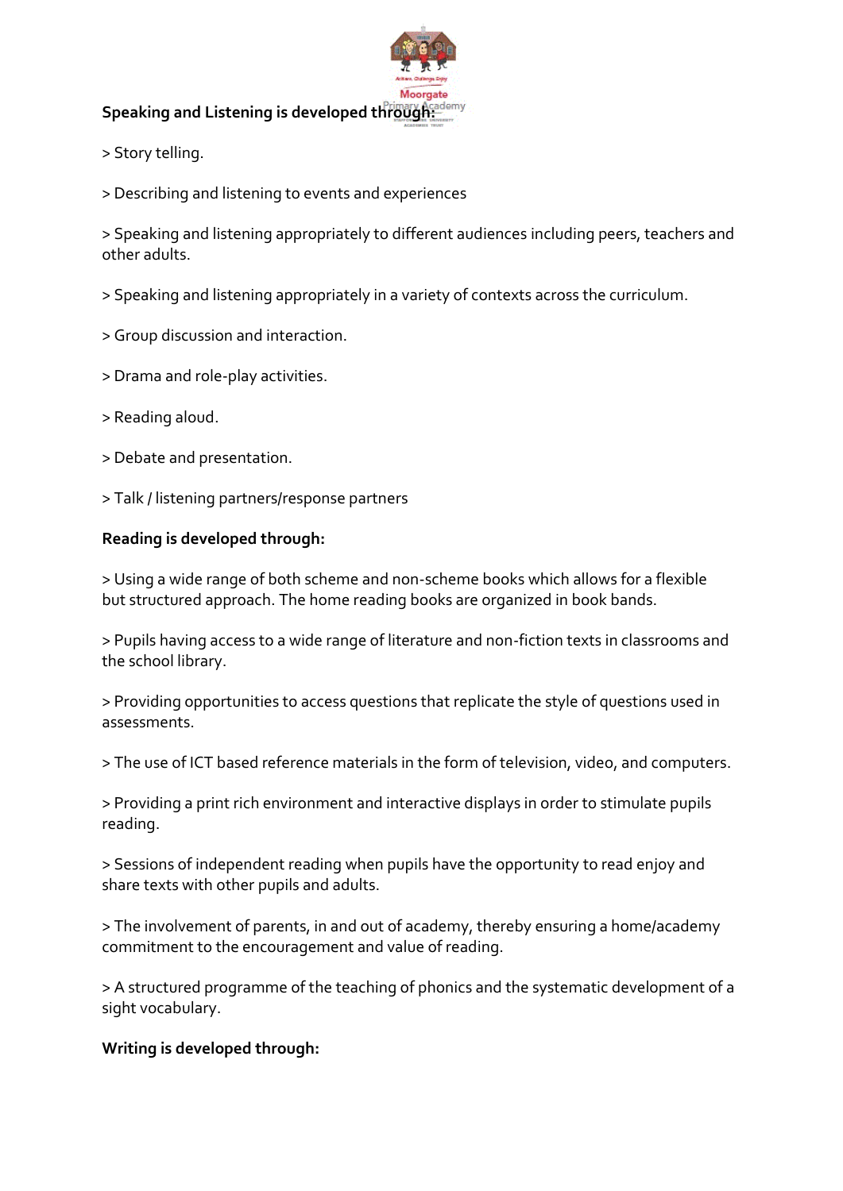**Speaking and Listening is developed through:**

> Story telling.

> Describing and listening to events and experiences

> Speaking and listening appropriately to different audiences including peers, teachers and other adults.

> Speaking and listening appropriately in a variety of contexts across the curriculum.

> Group discussion and interaction.

> Drama and role-play activities.

> Reading aloud.

> Debate and presentation.

> Talk / listening partners/response partners

**Reading is developed through:**

> Using a wide range of both scheme and non-scheme books which allows for a flexible but structured approach. The home reading books are organized in book bands.

> Pupils having access to a wide range of literature and non-fiction texts in classrooms and the school library.

> Providing opportunities to access questions that replicate the style of questions used in assessments.

> The use of ICT based reference materials in the form of television, video, and computers.

> Providing a print rich environment and interactive displays in order to stimulate pupils reading.

> Sessions of independent reading when pupils have the opportunity to read enjoy and share texts with other pupils and adults.

> The involvement of parents, in and out of academy, thereby ensuring a home/academy commitment to the encouragement and value of reading.

> A structured programme of the teaching of phonics and the systematic development of a sight vocabulary.

**Writing is developed through:**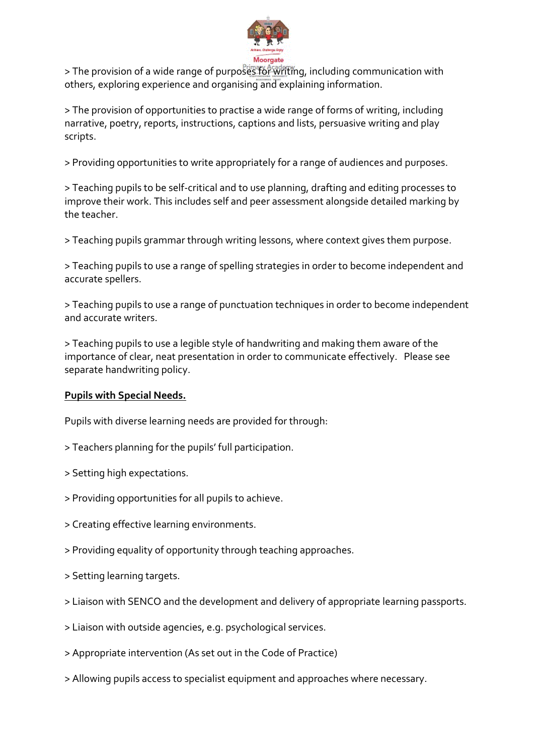> The provision of a wide range of purposes for writing, including communication with others, exploring experience and organising and explaining information.

> The provision of opportunities to practise a wide range of forms of writing, including narrative, poetry, reports, instructions, captions and lists, persuasive writing and play scripts.

> Providing opportunities to write appropriately for a range of audiences and purposes.

> Teaching pupils to be self-critical and to use planning, drafting and editing processes to improve their work. This includes self and peer assessment alongside detailed marking by the teacher.

> Teaching pupils grammar through writing lessons, where context gives them purpose.

> Teaching pupils to use a range of spelling strategies in order to become independent and accurate spellers.

> Teaching pupils to use a range of punctuation techniques in order to become independent and accurate writers.

> Teaching pupils to use a legible style of handwriting and making them aware of the importance of clear, neat presentation in order to communicate effectively. Please see separate handwriting policy.

**<u>Pupils with Special Needs.</u>**

Pupils with diverse learning needs are provided for through:

> Teachers planning for the pupils' full participation.

> Setting high expectations.

> Providing opportunities for all pupils to achieve.

> Creating effective learning environments.

> Providing equality of opportunity through teaching approaches.

> Setting learning targets.

> Liaison with SENCO and the development and delivery of appropriate learning passports.

> Liaison with outside agencies, e.g. psychological services.

> Appropriate intervention (As set out in the Code of Practice)

> Allowing pupils access to specialist equipment and approaches where necessary.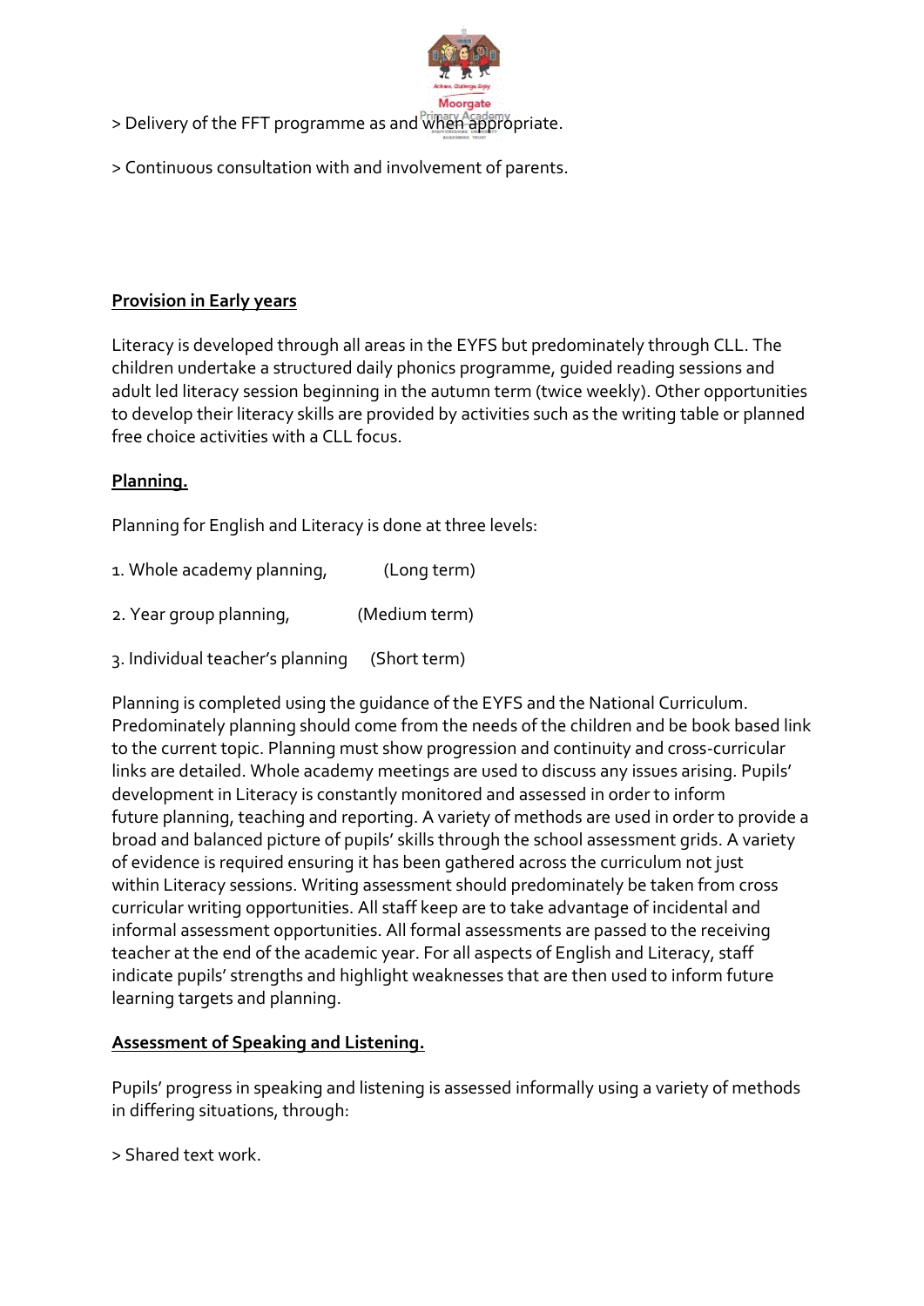> Delivery of the FFT programme as and when appropriate.

> Continuous consultation with and involvement of parents.

**Provision in Early years**

Literacy is developed through all areas in the EYFS but predominately through CLL. The children undertake a structured daily phonics programme, guided reading sessions and adult led literacy session beginning in the autumn term (twice weekly). Other opportunities to develop their literacy skills are provided by activities such as the writing table or planned free choice activities with a CLL focus.

**Planning.**

Planning for English and Literacy is done at three levels:

1. Whole academy planning, (Long term)

2. Year group planning, (Medium term)

3. Individual teacher's planning (Short term)

Planning is completed using the guidance of the EYFS and the National Curriculum. Predominately planning should come from the needs of the children and be book based link to the current topic. Planning must show progression and continuity and cross-curricular links are detailed. Whole academy meetings are used to discuss any issues arising. Pupils' development in Literacy is constantly monitored and assessed in order to inform future planning, teaching and reporting. A variety of methods are used in order to provide a broad and balanced picture of pupils' skills through the school assessment grids. A variety of evidence is required ensuring it has been gathered across the curriculum not just within Literacy sessions. Writing assessment should predominately be taken from cross curricular writing opportunities. All staff keep are to take advantage of incidental and informal assessment opportunities. All formal assessments are passed to the receiving teacher at the end of the academic year. For all aspects of English and Literacy, staff indicate pupils' strengths and highlight weaknesses that are then used to inform future learning targets and planning.

**Assessment of Speaking and Listening.**

Pupils' progress in speaking and listening is assessed informally using a variety of methods in differing situations, through:

> Shared text work.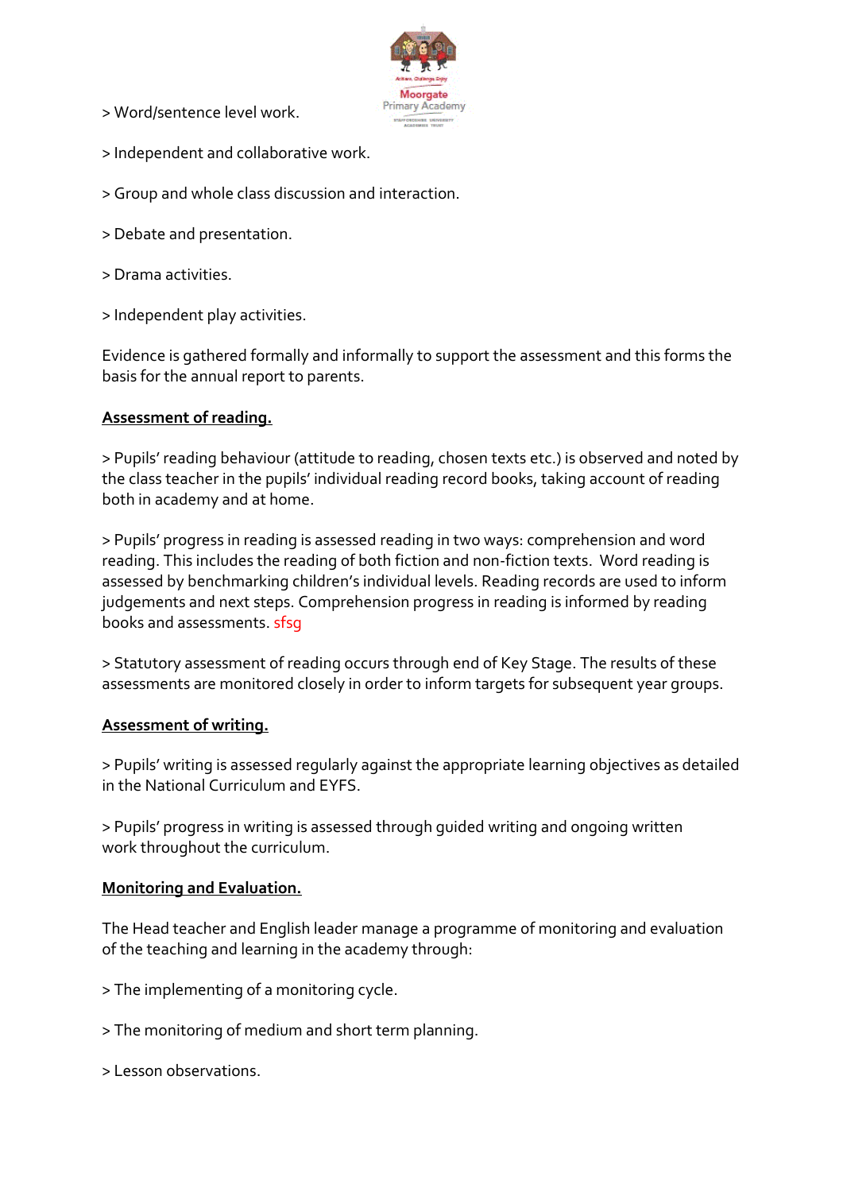> Word/sentence level work.

> Independent and collaborative work.

> Group and whole class discussion and interaction.

> Debate and presentation.

> Drama activities.

> Independent play activities.

Evidence is gathered formally and informally to support the assessment and this forms the basis for the annual report to parents.

**Assessment of reading.**

> Pupils' reading behaviour (attitude to reading, chosen texts etc.) is observed and noted by the class teacher in the pupils' individual reading record books, taking account of reading both in academy and at home.

> Pupils' progress in reading is assessed reading in two ways: comprehension and word reading. This includes the reading of both fiction and non-fiction texts. Word reading is assessed by benchmarking children's individual levels. Reading records are used to inform judgements and next steps. Comprehension progress in reading is informed by reading books and assessments. sfsg

> Statutory assessment of reading occurs through end of Key Stage. The results of these assessments are monitored closely in order to inform targets for subsequent year groups.

**Assessment of writing.**

> Pupils' writing is assessed regularly against the appropriate learning objectives as detailed in the National Curriculum and EYFS.

> Pupils' progress in writing is assessed through guided writing and ongoing written work throughout the curriculum.

**Monitoring and Evaluation.**

The Head teacher and English leader manage a programme of monitoring and evaluation of the teaching and learning in the academy through:

> The implementing of a monitoring cycle.

> The monitoring of medium and short term planning.

> Lesson observations.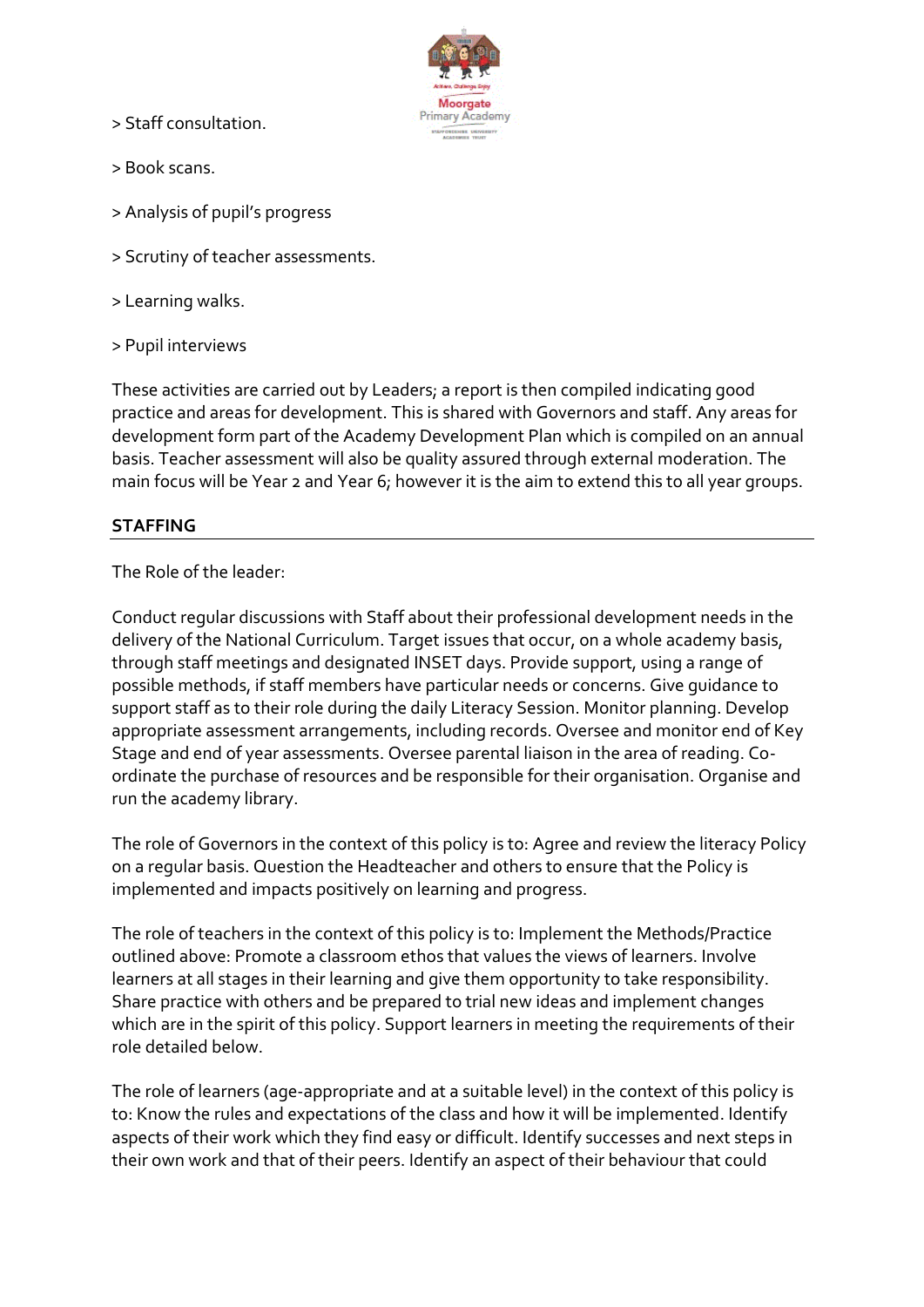> Staff consultation.

> Book scans.

> Analysis of pupil's progress

> Scrutiny of teacher assessments.

> Learning walks.

> Pupil interviews

These activities are carried out by Leaders; a report is then compiled indicating good practice and areas for development. This is shared with Governors and staff. Any areas for development form part of the Academy Development Plan which is compiled on an annual basis. Teacher assessment will also be quality assured through external moderation. The main focus will be Year 2 and Year 6; however it is the aim to extend this to all year groups.

**STAFFING**

The Role of the leader:

Conduct regular discussions with Staff about their professional development needs in the delivery of the National Curriculum. Target issues that occur, on a whole academy basis, through staff meetings and designated INSET days. Provide support, using a range of possible methods, if staff members have particular needs or concerns. Give guidance to support staff as to their role during the daily Literacy Session. Monitor planning. Develop appropriate assessment arrangements, including records. Oversee and monitor end of Key Stage and end of year assessments. Oversee parental liaison in the area of reading. Co-ordinate the purchase of resources and be responsible for their organisation. Organise and run the academy library.

The role of Governors in the context of this policy is to: Agree and review the literacy Policy on a regular basis. Question the Headteacher and others to ensure that the Policy is implemented and impacts positively on learning and progress.

The role of teachers in the context of this policy is to: Implement the Methods/Practice outlined above: Promote a classroom ethos that values the views of learners. Involve learners at all stages in their learning and give them opportunity to take responsibility. Share practice with others and be prepared to trial new ideas and implement changes which are in the spirit of this policy. Support learners in meeting the requirements of their role detailed below.

The role of learners (age-appropriate and at a suitable level) in the context of this policy is to: Know the rules and expectations of the class and how it will be implemented. Identify aspects of their work which they find easy or difficult. Identify successes and next steps in their own work and that of their peers. Identify an aspect of their behaviour that could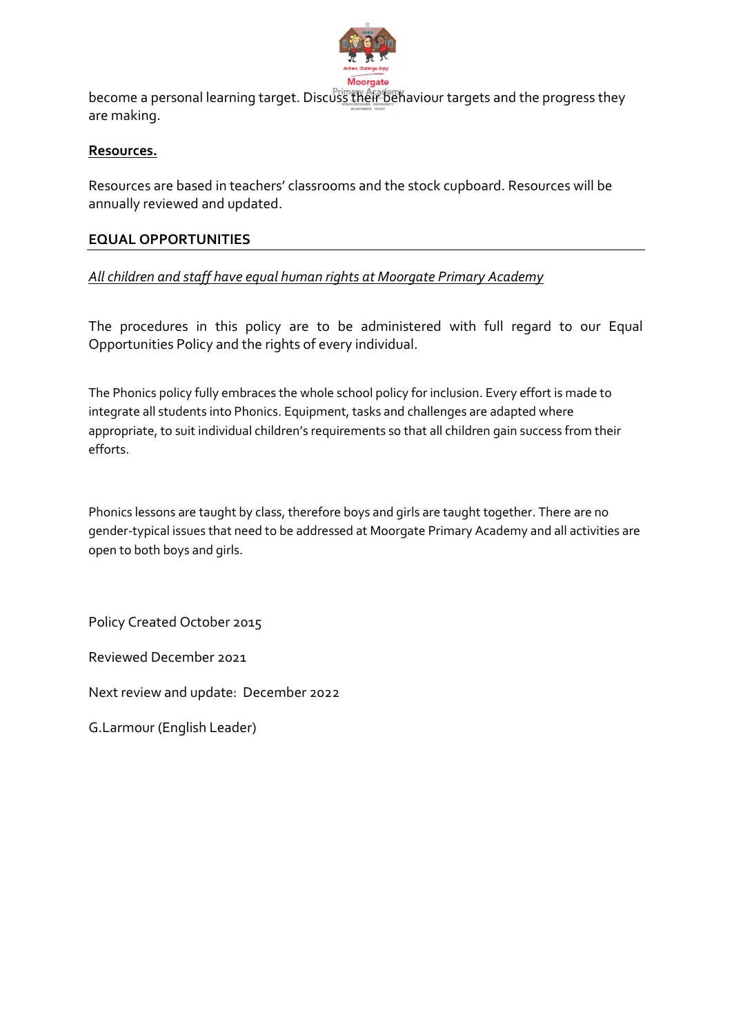become a personal learning target. Discuss their behaviour targets and the progress they are making.

**Resources.**

Resources are based in teachers' classrooms and the stock cupboard. Resources will be annually reviewed and updated.

## EQUAL OPPORTUNITIES

*All children and staff have equal human rights at Moorgate Primary Academy*

The procedures in this policy are to be administered with full regard to our Equal Opportunities Policy and the rights of every individual.

The Phonics policy fully embraces the whole school policy for inclusion. Every effort is made to integrate all students into Phonics. Equipment, tasks and challenges are adapted where appropriate, to suit individual children's requirements so that all children gain success from their efforts.

Phonics lessons are taught by class, therefore boys and girls are taught together. There are no gender-typical issues that need to be addressed at Moorgate Primary Academy and all activities are open to both boys and girls.

Policy Created October 2015

Reviewed December 2021

Next review and update: December 2022

G.Larmour (English Leader)